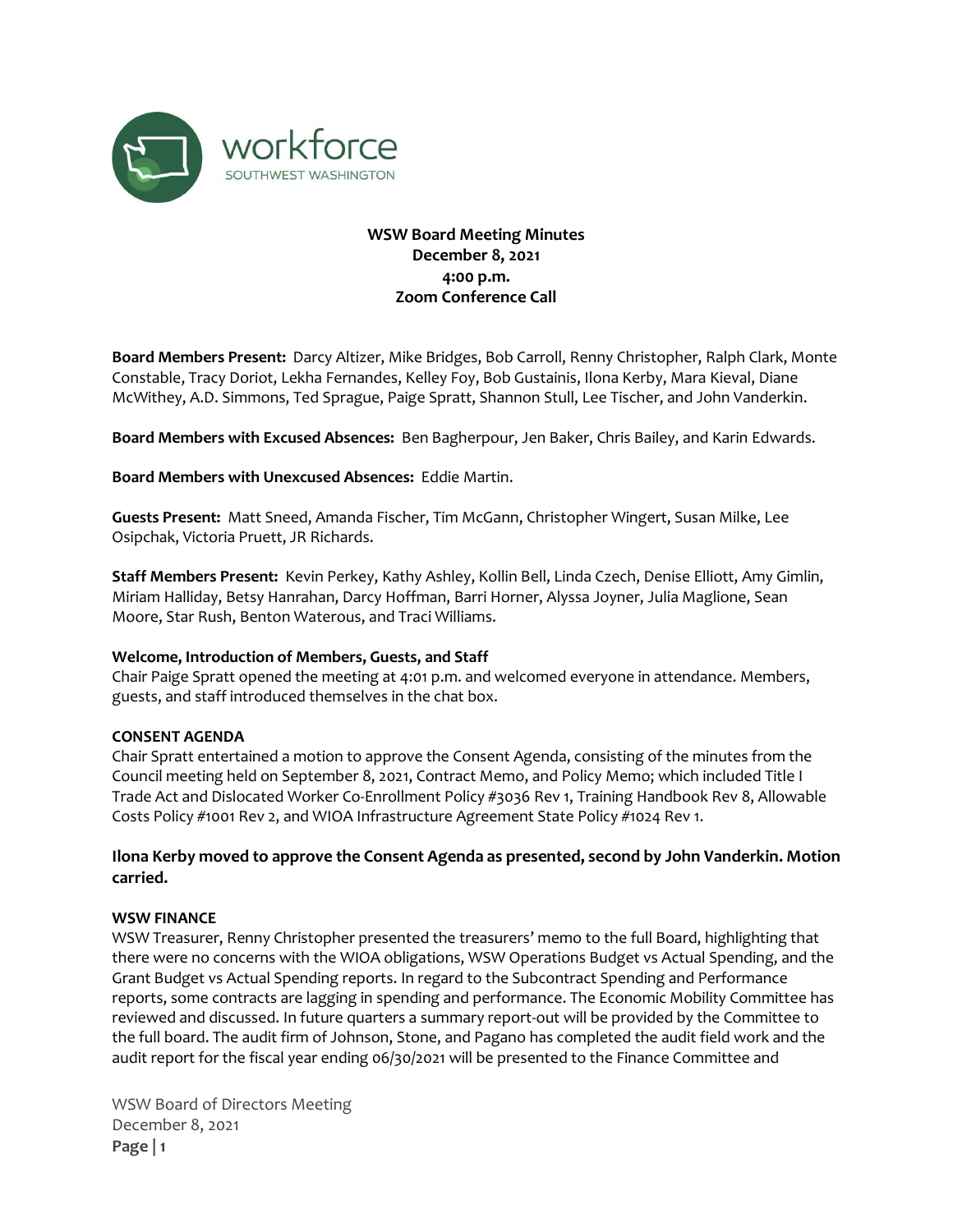workforce
SOUTHWEST WASHINGTON

**WSW Board Meeting Minutes**
**December 8, 2021**
**4:00 p.m.**
**Zoom Conference Call**

**Board Members Present:** Darcy Altizer, Mike Bridges, Bob Carroll, Renny Christopher, Ralph Clark, Monte Constable, Tracy Doriot, Lekha Fernandes, Kelley Foy, Bob Gustainis, Ilona Kerby, Mara Kieval, Diane McWithey, A.D. Simmons, Ted Sprague, Paige Spratt, Shannon Stull, Lee Tischer, and John Vanderkin.

**Board Members with Excused Absences:** Ben Bagherpour, Jen Baker, Chris Bailey, and Karin Edwards.

**Board Members with Unexcused Absences:** Eddie Martin.

**Guests Present:** Matt Sneed, Amanda Fischer, Tim McGann, Christopher Wingert, Susan Milke, Lee Osipchak, Victoria Pruett, JR Richards.

**Staff Members Present:** Kevin Perkey, Kathy Ashley, Kollin Bell, Linda Czech, Denise Elliott, Amy Gimlin, Miriam Halliday, Betsy Hanrahan, Darcy Hoffman, Barri Horner, Alyssa Joyner, Julia Maglione, Sean Moore, Star Rush, Benton Waterous, and Traci Williams.

**Welcome, Introduction of Members, Guests, and Staff**

Chair Paige Spratt opened the meeting at 4:01 p.m. and welcomed everyone in attendance. Members, guests, and staff introduced themselves in the chat box.

**CONSENT AGENDA**

Chair Spratt entertained a motion to approve the Consent Agenda, consisting of the minutes from the Council meeting held on September 8, 2021, Contract Memo, and Policy Memo; which included Title I Trade Act and Dislocated Worker Co-Enrollment Policy #3036 Rev 1, Training Handbook Rev 8, Allowable Costs Policy #1001 Rev 2, and WIOA Infrastructure Agreement State Policy #1024 Rev 1.

**Ilona Kerby moved to approve the Consent Agenda as presented, second by John Vanderkin. Motion carried.**

**WSW FINANCE**

WSW Treasurer, Renny Christopher presented the treasurers' memo to the full Board, highlighting that there were no concerns with the WIOA obligations, WSW Operations Budget vs Actual Spending, and the Grant Budget vs Actual Spending reports. In regard to the Subcontract Spending and Performance reports, some contracts are lagging in spending and performance. The Economic Mobility Committee has reviewed and discussed. In future quarters a summary report-out will be provided by the Committee to the full board. The audit firm of Johnson, Stone, and Pagano has completed the audit field work and the audit report for the fiscal year ending 06/30/2021 will be presented to the Finance Committee and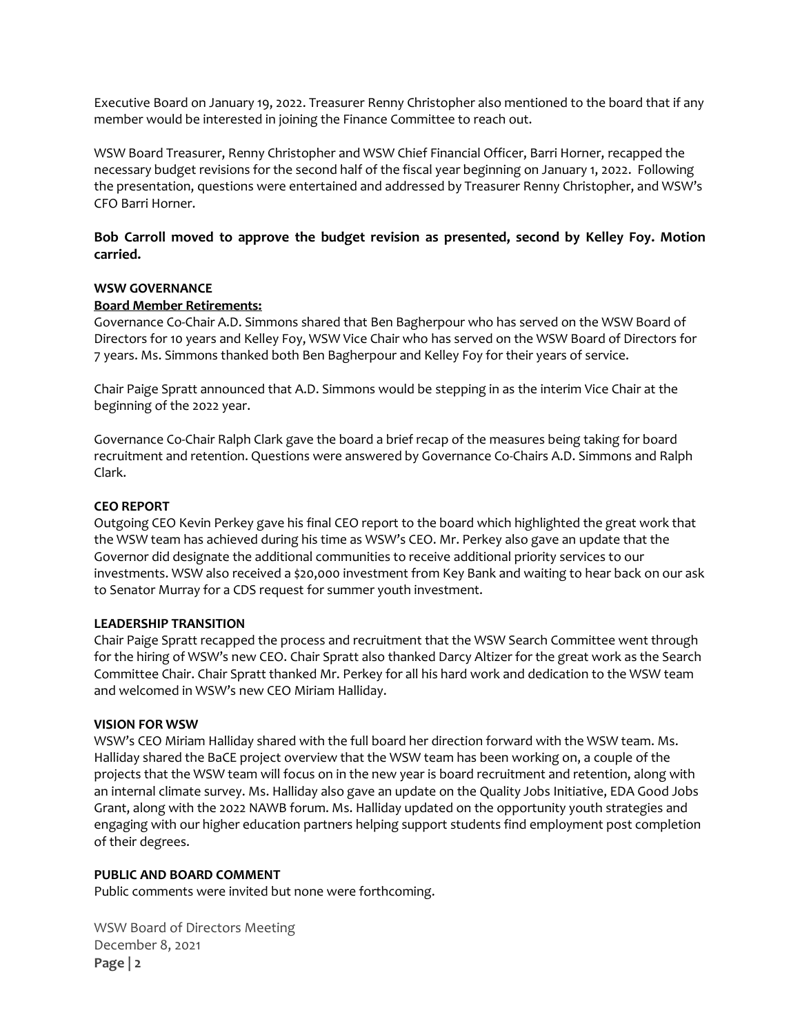Executive Board on January 19, 2022. Treasurer Renny Christopher also mentioned to the board that if any member would be interested in joining the Finance Committee to reach out.

WSW Board Treasurer, Renny Christopher and WSW Chief Financial Officer, Barri Horner, recapped the necessary budget revisions for the second half of the fiscal year beginning on January 1, 2022. Following the presentation, questions were entertained and addressed by Treasurer Renny Christopher, and WSW's CFO Barri Horner.

**Bob Carroll moved to approve the budget revision as presented, second by Kelley Foy. Motion carried.**

**WSW GOVERNANCE**

**Board Member Retirements:**

Governance Co-Chair A.D. Simmons shared that Ben Bagherpour who has served on the WSW Board of Directors for 10 years and Kelley Foy, WSW Vice Chair who has served on the WSW Board of Directors for 7 years. Ms. Simmons thanked both Ben Bagherpour and Kelley Foy for their years of service.

Chair Paige Spratt announced that A.D. Simmons would be stepping in as the interim Vice Chair at the beginning of the 2022 year.

Governance Co-Chair Ralph Clark gave the board a brief recap of the measures being taking for board recruitment and retention. Questions were answered by Governance Co-Chairs A.D. Simmons and Ralph Clark.

**CEO REPORT**

Outgoing CEO Kevin Perkey gave his final CEO report to the board which highlighted the great work that the WSW team has achieved during his time as WSW's CEO. Mr. Perkey also gave an update that the Governor did designate the additional communities to receive additional priority services to our investments. WSW also received a $20,000 investment from Key Bank and waiting to hear back on our ask to Senator Murray for a CDS request for summer youth investment.

**LEADERSHIP TRANSITION**

Chair Paige Spratt recapped the process and recruitment that the WSW Search Committee went through for the hiring of WSW's new CEO. Chair Spratt also thanked Darcy Altizer for the great work as the Search Committee Chair. Chair Spratt thanked Mr. Perkey for all his hard work and dedication to the WSW team and welcomed in WSW's new CEO Miriam Halliday.

**VISION FOR WSW**

WSW's CEO Miriam Halliday shared with the full board her direction forward with the WSW team. Ms. Halliday shared the BaCE project overview that the WSW team has been working on, a couple of the projects that the WSW team will focus on in the new year is board recruitment and retention, along with an internal climate survey. Ms. Halliday also gave an update on the Quality Jobs Initiative, EDA Good Jobs Grant, along with the 2022 NAWB forum. Ms. Halliday updated on the opportunity youth strategies and engaging with our higher education partners helping support students find employment post completion of their degrees.

**PUBLIC AND BOARD COMMENT**

Public comments were invited but none were forthcoming.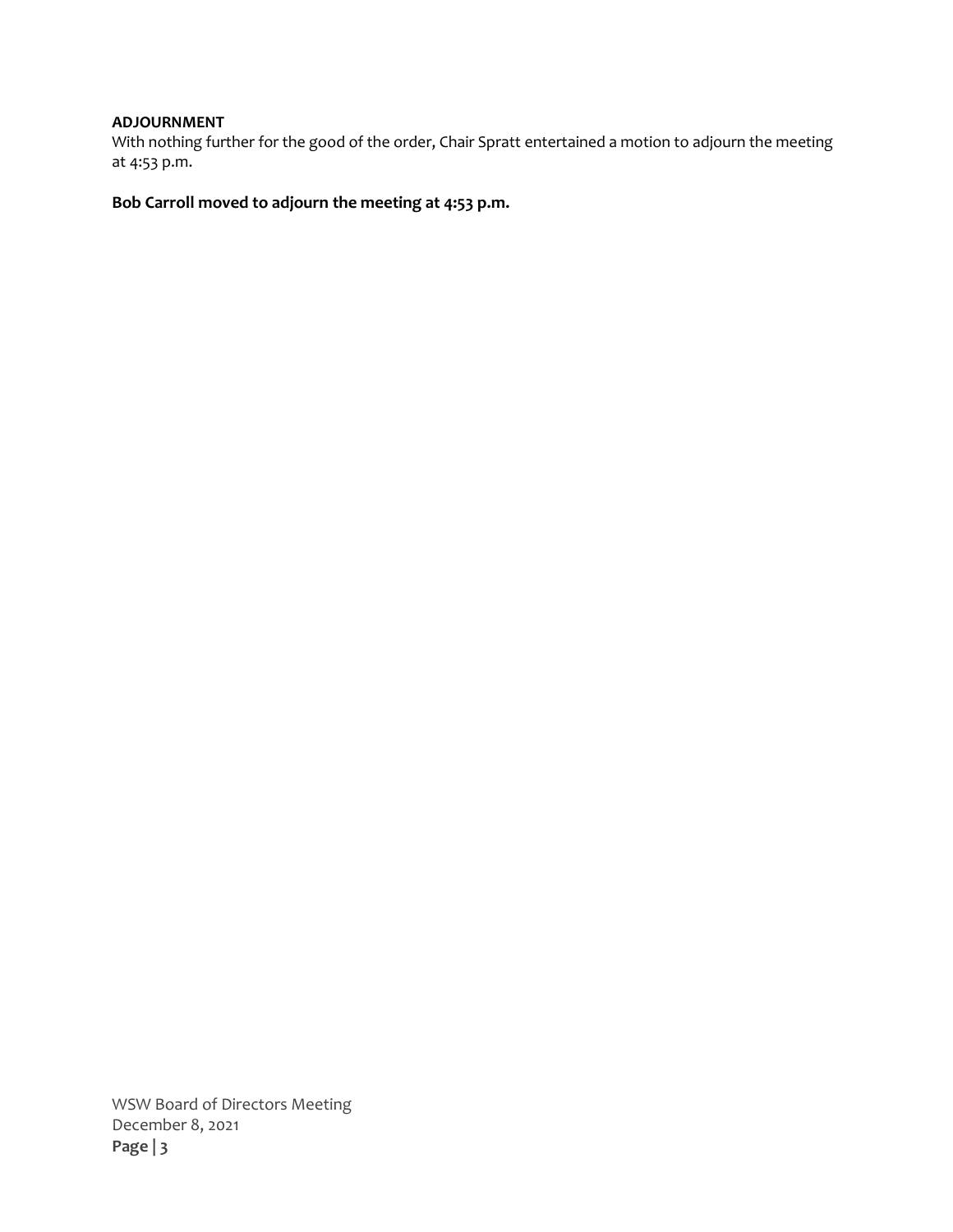**ADJOURNMENT**
With nothing further for the good of the order, Chair Spratt entertained a motion to adjourn the meeting at 4:53 p.m.

**Bob Carroll moved to adjourn the meeting at 4:53 p.m.**